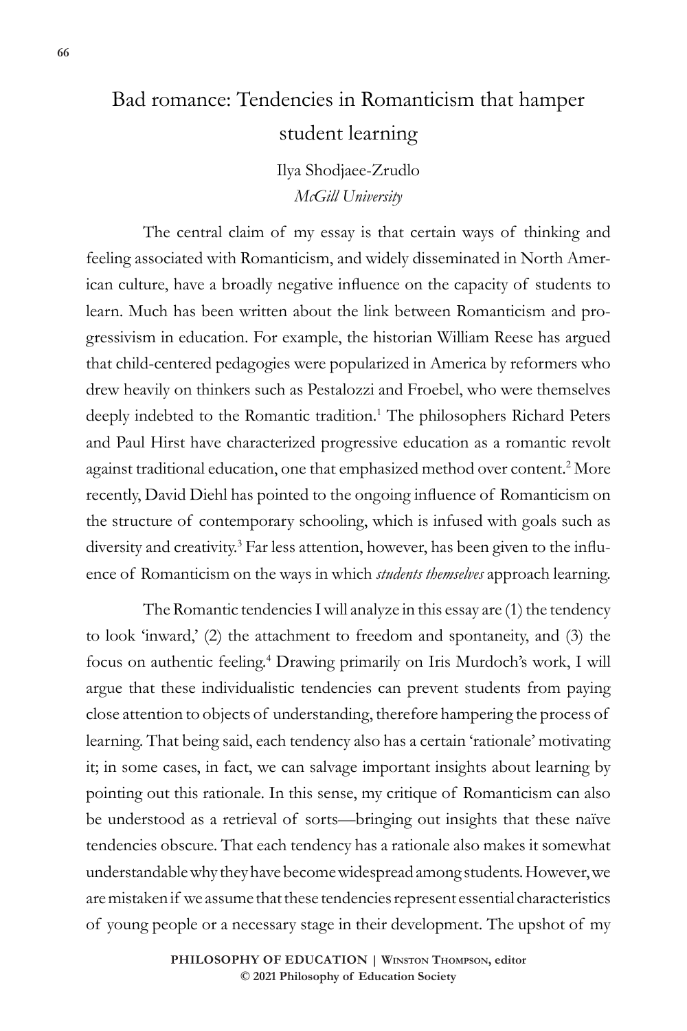# Bad romance: Tendencies in Romanticism that hamper student learning

Ilya Shodjaee-Zrudlo
*McGill University*

The central claim of my essay is that certain ways of thinking and feeling associated with Romanticism, and widely disseminated in North American culture, have a broadly negative influence on the capacity of students to learn. Much has been written about the link between Romanticism and progressivism in education. For example, the historian William Reese has argued that child-centered pedagogies were popularized in America by reformers who drew heavily on thinkers such as Pestalozzi and Froebel, who were themselves deeply indebted to the Romantic tradition.[1] The philosophers Richard Peters and Paul Hirst have characterized progressive education as a romantic revolt against traditional education, one that emphasized method over content.[2] More recently, David Diehl has pointed to the ongoing influence of Romanticism on the structure of contemporary schooling, which is infused with goals such as diversity and creativity.[3] Far less attention, however, has been given to the influence of Romanticism on the ways in which *students themselves* approach learning.

The Romantic tendencies I will analyze in this essay are (1) the tendency to look 'inward,' (2) the attachment to freedom and spontaneity, and (3) the focus on authentic feeling.[4] Drawing primarily on Iris Murdoch's work, I will argue that these individualistic tendencies can prevent students from paying close attention to objects of understanding, therefore hampering the process of learning. That being said, each tendency also has a certain 'rationale' motivating it; in some cases, in fact, we can salvage important insights about learning by pointing out this rationale. In this sense, my critique of Romanticism can also be understood as a retrieval of sorts—bringing out insights that these naïve tendencies obscure. That each tendency has a rationale also makes it somewhat understandable why they have become widespread among students. However, we are mistaken if we assume that these tendencies represent essential characteristics of young people or a necessary stage in their development. The upshot of my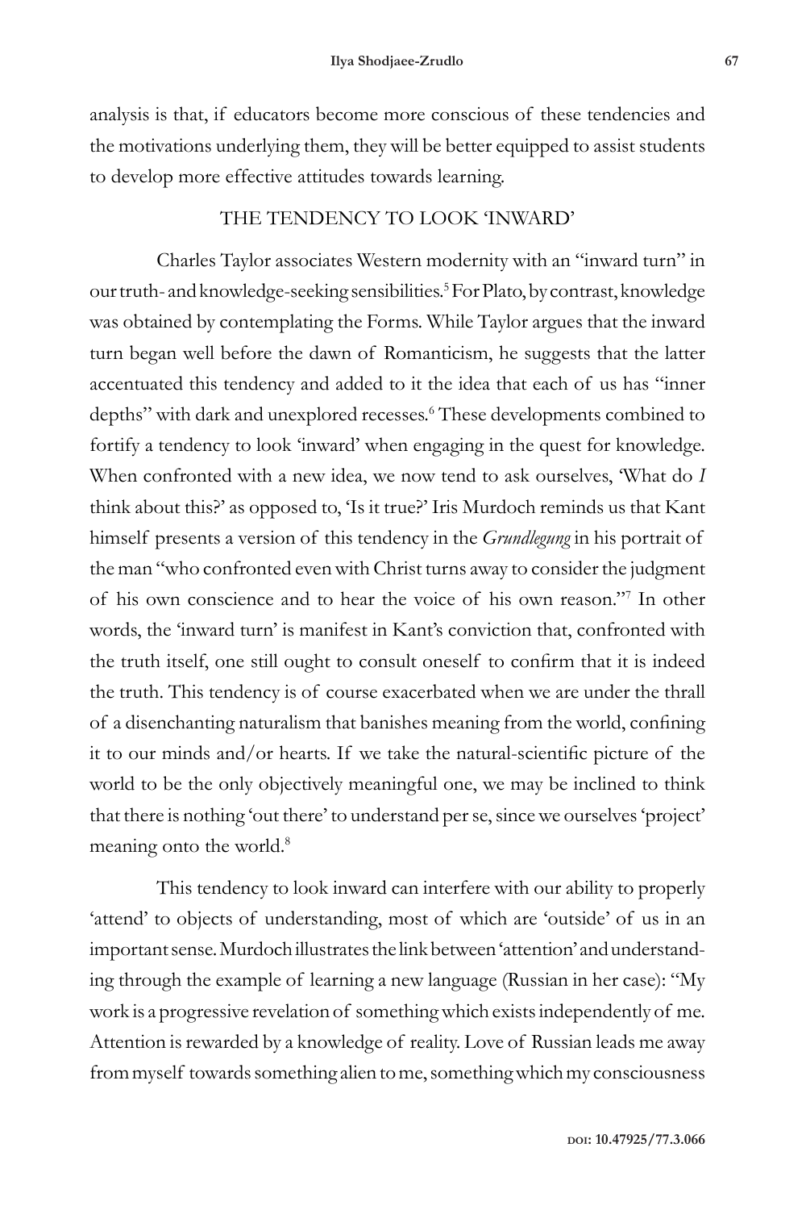analysis is that, if educators become more conscious of these tendencies and the motivations underlying them, they will be better equipped to assist students to develop more effective attitudes towards learning.

## THE TENDENCY TO LOOK 'INWARD'

Charles Taylor associates Western modernity with an "inward turn" in our truth- and knowledge-seeking sensibilities.[5] For Plato, by contrast, knowledge was obtained by contemplating the Forms. While Taylor argues that the inward turn began well before the dawn of Romanticism, he suggests that the latter accentuated this tendency and added to it the idea that each of us has "inner depths" with dark and unexplored recesses.[6] These developments combined to fortify a tendency to look 'inward' when engaging in the quest for knowledge. When confronted with a new idea, we now tend to ask ourselves, 'What do *I* think about this?' as opposed to, 'Is it true?' Iris Murdoch reminds us that Kant himself presents a version of this tendency in the *Grundlegung* in his portrait of the man "who confronted even with Christ turns away to consider the judgment of his own conscience and to hear the voice of his own reason."[7] In other words, the 'inward turn' is manifest in Kant's conviction that, confronted with the truth itself, one still ought to consult oneself to confirm that it is indeed the truth. This tendency is of course exacerbated when we are under the thrall of a disenchanting naturalism that banishes meaning from the world, confining it to our minds and/or hearts. If we take the natural-scientific picture of the world to be the only objectively meaningful one, we may be inclined to think that there is nothing 'out there' to understand per se, since we ourselves 'project' meaning onto the world.[8]

This tendency to look inward can interfere with our ability to properly 'attend' to objects of understanding, most of which are 'outside' of us in an important sense. Murdoch illustrates the link between 'attention' and understanding through the example of learning a new language (Russian in her case): "My work is a progressive revelation of something which exists independently of me. Attention is rewarded by a knowledge of reality. Love of Russian leads me away from myself towards something alien to me, something which my consciousness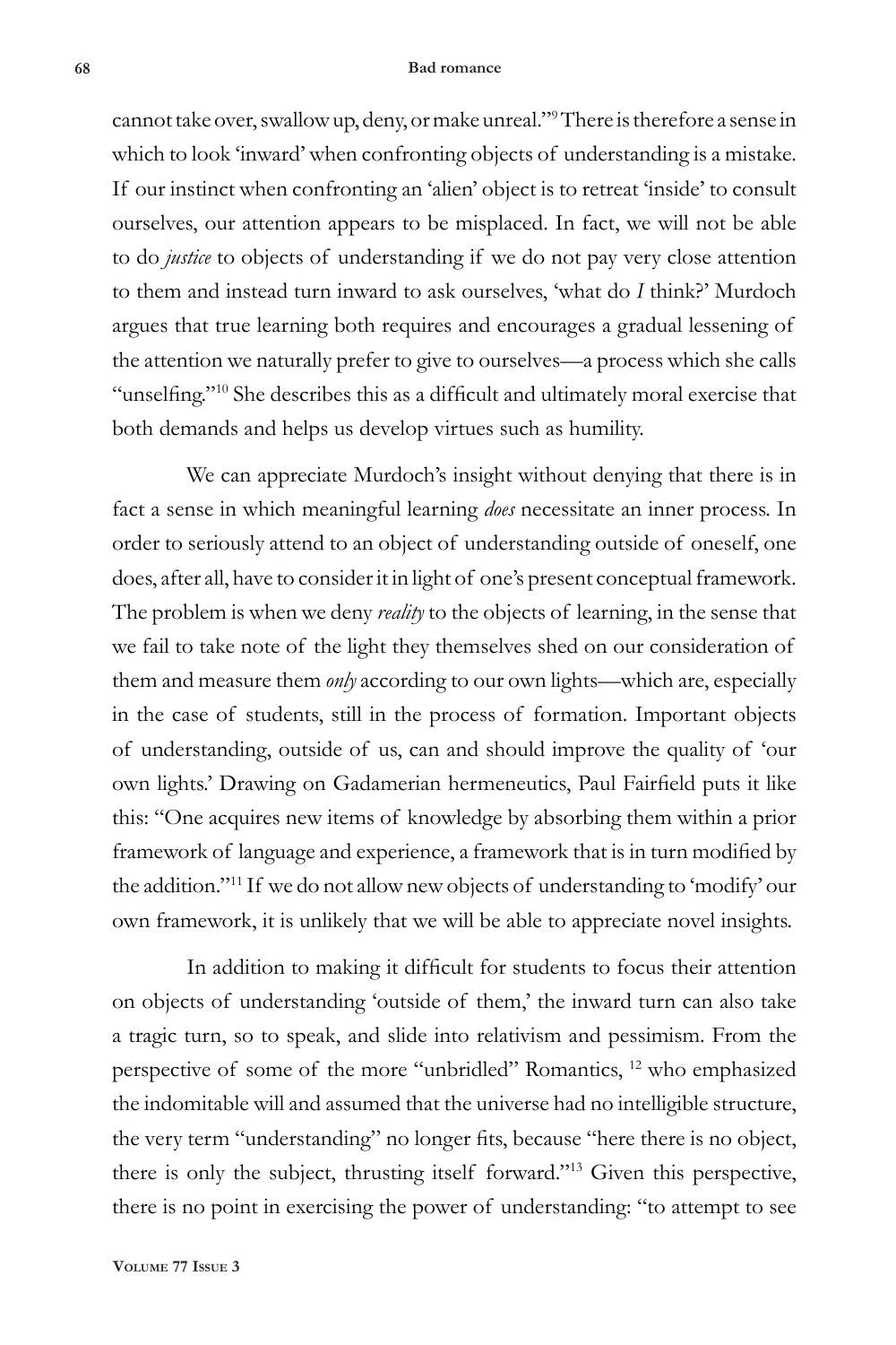cannot take over, swallow up, deny, or make unreal."[9] There is therefore a sense in which to look 'inward' when confronting objects of understanding is a mistake. If our instinct when confronting an 'alien' object is to retreat 'inside' to consult ourselves, our attention appears to be misplaced. In fact, we will not be able to do *justice* to objects of understanding if we do not pay very close attention to them and instead turn inward to ask ourselves, 'what do *I* think?' Murdoch argues that true learning both requires and encourages a gradual lessening of the attention we naturally prefer to give to ourselves—a process which she calls "unselfing."[10] She describes this as a difficult and ultimately moral exercise that both demands and helps us develop virtues such as humility.

We can appreciate Murdoch's insight without denying that there is in fact a sense in which meaningful learning *does* necessitate an inner process. In order to seriously attend to an object of understanding outside of oneself, one does, after all, have to consider it in light of one's present conceptual framework. The problem is when we deny *reality* to the objects of learning, in the sense that we fail to take note of the light they themselves shed on our consideration of them and measure them *only* according to our own lights—which are, especially in the case of students, still in the process of formation. Important objects of understanding, outside of us, can and should improve the quality of 'our own lights.' Drawing on Gadamerian hermeneutics, Paul Fairfield puts it like this: "One acquires new items of knowledge by absorbing them within a prior framework of language and experience, a framework that is in turn modified by the addition."[11] If we do not allow new objects of understanding to 'modify' our own framework, it is unlikely that we will be able to appreciate novel insights.

In addition to making it difficult for students to focus their attention on objects of understanding 'outside of them,' the inward turn can also take a tragic turn, so to speak, and slide into relativism and pessimism. From the perspective of some of the more "unbridled" Romantics, [12] who emphasized the indomitable will and assumed that the universe had no intelligible structure, the very term "understanding" no longer fits, because "here there is no object, there is only the subject, thrusting itself forward."[13] Given this perspective, there is no point in exercising the power of understanding: "to attempt to see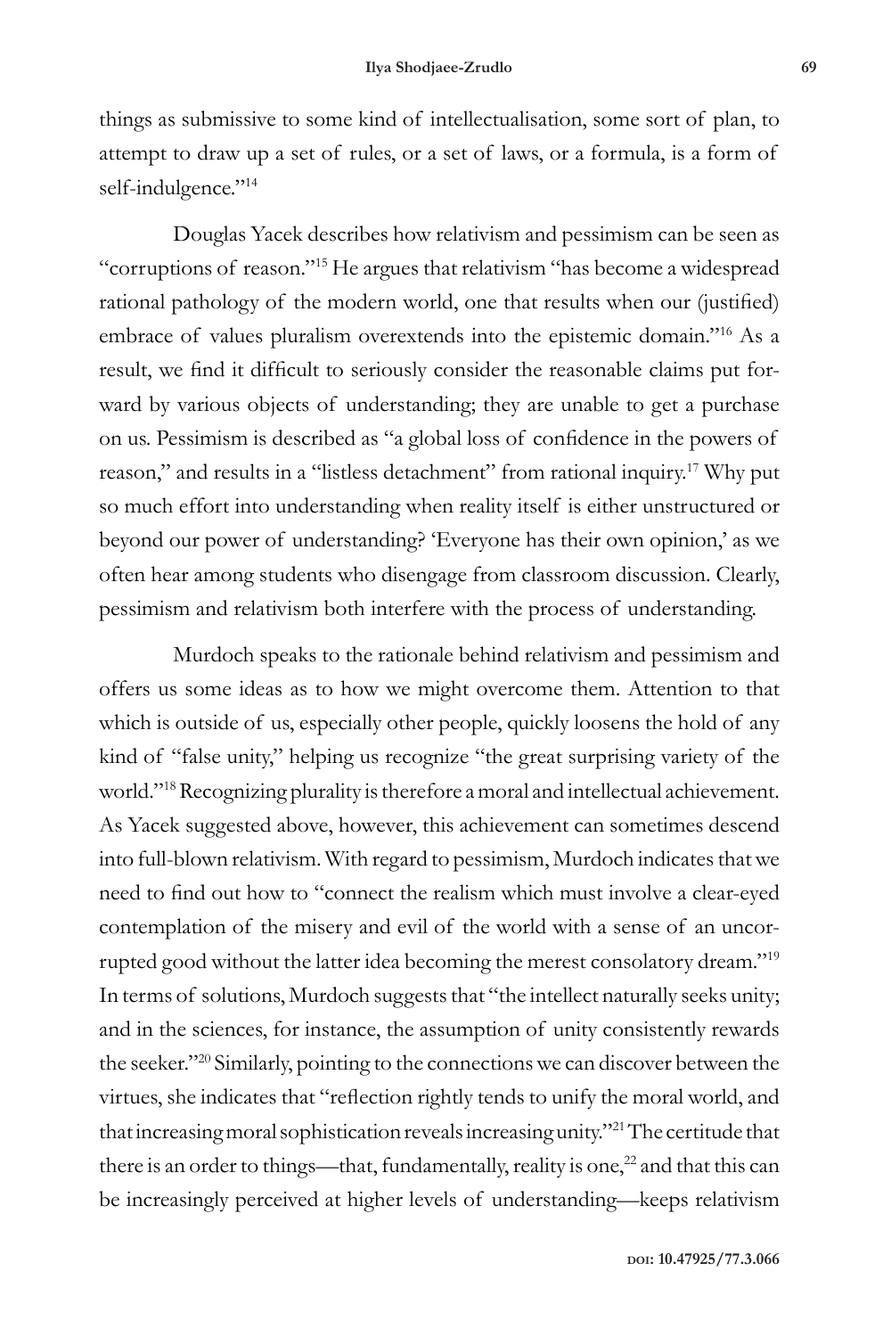things as submissive to some kind of intellectualisation, some sort of plan, to attempt to draw up a set of rules, or a set of laws, or a formula, is a form of self-indulgence."[14]

Douglas Yacek describes how relativism and pessimism can be seen as "corruptions of reason."[15] He argues that relativism "has become a widespread rational pathology of the modern world, one that results when our (justified) embrace of values pluralism overextends into the epistemic domain."[16] As a result, we find it difficult to seriously consider the reasonable claims put forward by various objects of understanding; they are unable to get a purchase on us. Pessimism is described as "a global loss of confidence in the powers of reason," and results in a "listless detachment" from rational inquiry.[17] Why put so much effort into understanding when reality itself is either unstructured or beyond our power of understanding? 'Everyone has their own opinion,' as we often hear among students who disengage from classroom discussion. Clearly, pessimism and relativism both interfere with the process of understanding.

Murdoch speaks to the rationale behind relativism and pessimism and offers us some ideas as to how we might overcome them. Attention to that which is outside of us, especially other people, quickly loosens the hold of any kind of "false unity," helping us recognize "the great surprising variety of the world."[18] Recognizing plurality is therefore a moral and intellectual achievement. As Yacek suggested above, however, this achievement can sometimes descend into full-blown relativism. With regard to pessimism, Murdoch indicates that we need to find out how to "connect the realism which must involve a clear-eyed contemplation of the misery and evil of the world with a sense of an uncorrupted good without the latter idea becoming the merest consolatory dream."[19] In terms of solutions, Murdoch suggests that "the intellect naturally seeks unity; and in the sciences, for instance, the assumption of unity consistently rewards the seeker."[20] Similarly, pointing to the connections we can discover between the virtues, she indicates that "reflection rightly tends to unify the moral world, and that increasing moral sophistication reveals increasing unity."[21] The certitude that there is an order to things—that, fundamentally, reality is one,[22] and that this can be increasingly perceived at higher levels of understanding—keeps relativism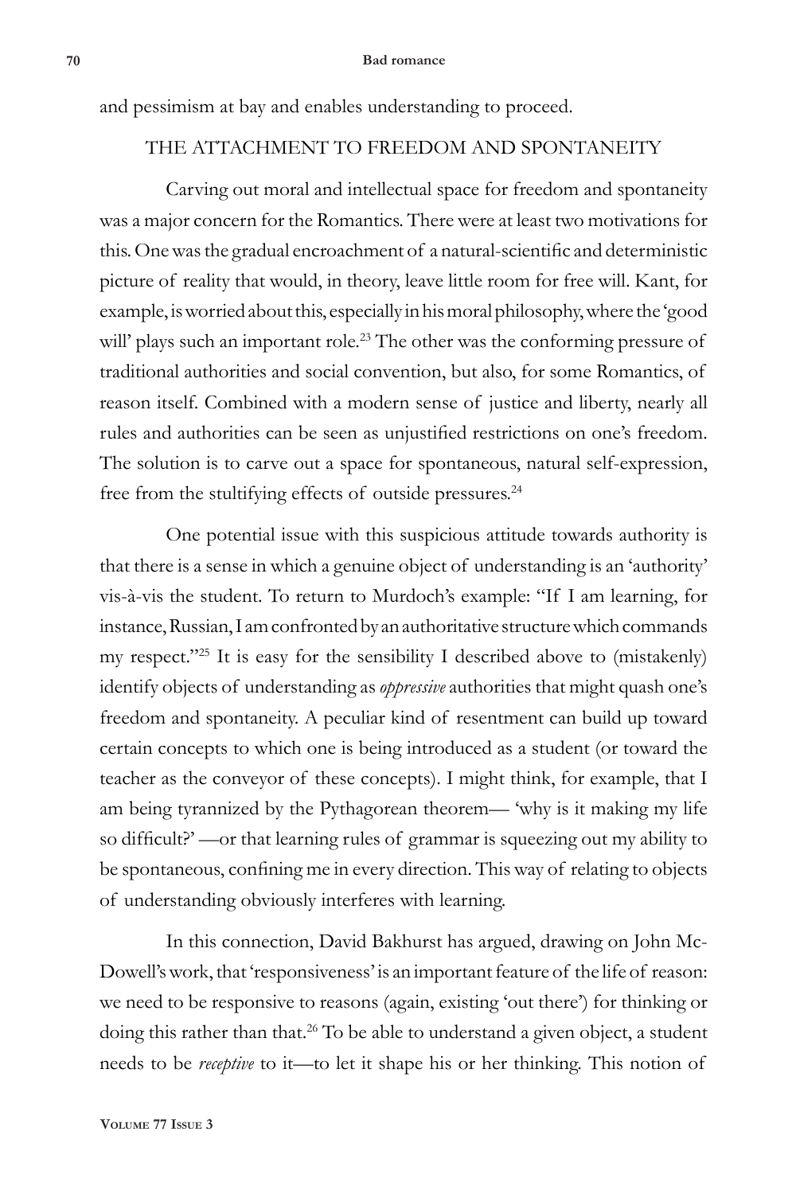and pessimism at bay and enables understanding to proceed.

## THE ATTACHMENT TO FREEDOM AND SPONTANEITY

Carving out moral and intellectual space for freedom and spontaneity was a major concern for the Romantics. There were at least two motivations for this. One was the gradual encroachment of a natural-scientific and deterministic picture of reality that would, in theory, leave little room for free will. Kant, for example, is worried about this, especially in his moral philosophy, where the 'good will' plays such an important role.[23] The other was the conforming pressure of traditional authorities and social convention, but also, for some Romantics, of reason itself. Combined with a modern sense of justice and liberty, nearly all rules and authorities can be seen as unjustified restrictions on one's freedom. The solution is to carve out a space for spontaneous, natural self-expression, free from the stultifying effects of outside pressures.[24]

One potential issue with this suspicious attitude towards authority is that there is a sense in which a genuine object of understanding is an 'authority' vis-à-vis the student. To return to Murdoch's example: "If I am learning, for instance, Russian, I am confronted by an authoritative structure which commands my respect."[25] It is easy for the sensibility I described above to (mistakenly) identify objects of understanding as *oppressive* authorities that might quash one's freedom and spontaneity. A peculiar kind of resentment can build up toward certain concepts to which one is being introduced as a student (or toward the teacher as the conveyor of these concepts). I might think, for example, that I am being tyrannized by the Pythagorean theorem— 'why is it making my life so difficult?' —or that learning rules of grammar is squeezing out my ability to be spontaneous, confining me in every direction. This way of relating to objects of understanding obviously interferes with learning.

In this connection, David Bakhurst has argued, drawing on John McDowell's work, that 'responsiveness' is an important feature of the life of reason: we need to be responsive to reasons (again, existing 'out there') for thinking or doing this rather than that.[26] To be able to understand a given object, a student needs to be *receptive* to it—to let it shape his or her thinking. This notion of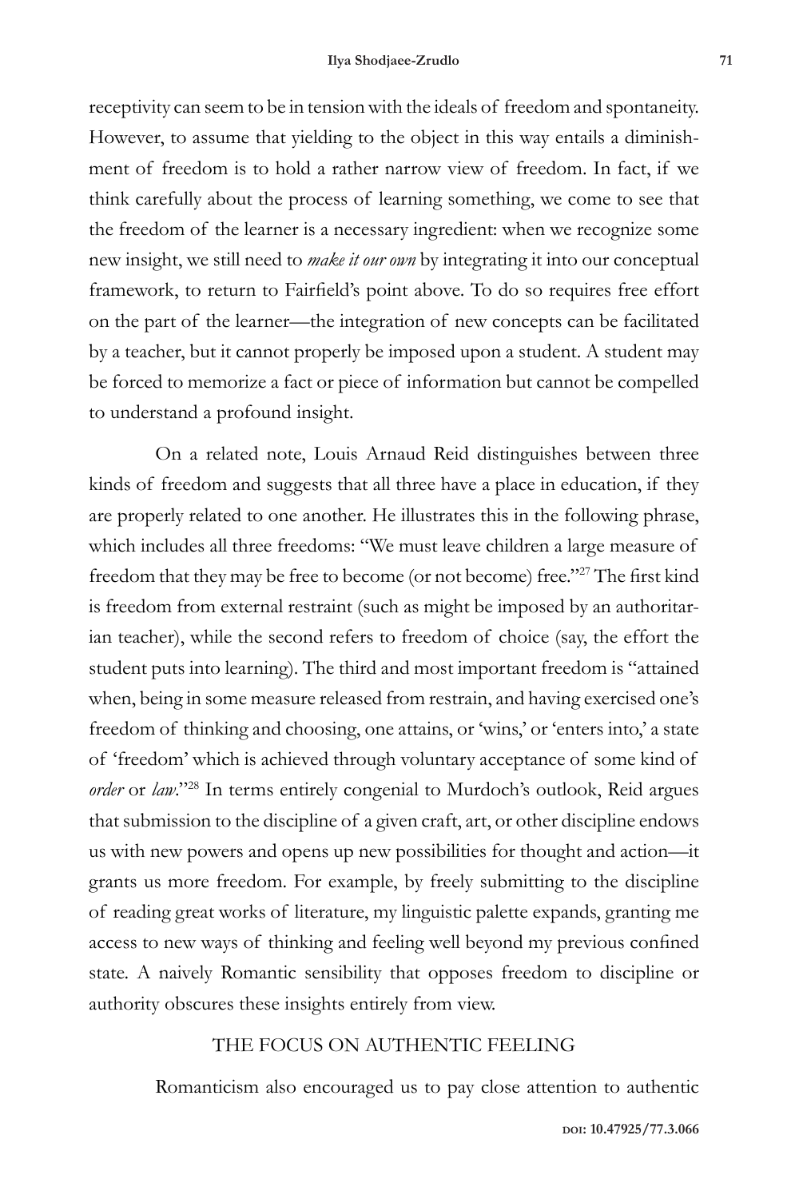receptivity can seem to be in tension with the ideals of freedom and spontaneity. However, to assume that yielding to the object in this way entails a diminishment of freedom is to hold a rather narrow view of freedom. In fact, if we think carefully about the process of learning something, we come to see that the freedom of the learner is a necessary ingredient: when we recognize some new insight, we still need to *make it our own* by integrating it into our conceptual framework, to return to Fairfield's point above. To do so requires free effort on the part of the learner—the integration of new concepts can be facilitated by a teacher, but it cannot properly be imposed upon a student. A student may be forced to memorize a fact or piece of information but cannot be compelled to understand a profound insight.

On a related note, Louis Arnaud Reid distinguishes between three kinds of freedom and suggests that all three have a place in education, if they are properly related to one another. He illustrates this in the following phrase, which includes all three freedoms: "We must leave children a large measure of freedom that they may be free to become (or not become) free."[27] The first kind is freedom from external restraint (such as might be imposed by an authoritarian teacher), while the second refers to freedom of choice (say, the effort the student puts into learning). The third and most important freedom is "attained when, being in some measure released from restrain, and having exercised one's freedom of thinking and choosing, one attains, or 'wins,' or 'enters into,' a state of 'freedom' which is achieved through voluntary acceptance of some kind of *order* or *law*."[28] In terms entirely congenial to Murdoch's outlook, Reid argues that submission to the discipline of a given craft, art, or other discipline endows us with new powers and opens up new possibilities for thought and action—it grants us more freedom. For example, by freely submitting to the discipline of reading great works of literature, my linguistic palette expands, granting me access to new ways of thinking and feeling well beyond my previous confined state. A naively Romantic sensibility that opposes freedom to discipline or authority obscures these insights entirely from view.

## THE FOCUS ON AUTHENTIC FEELING

Romanticism also encouraged us to pay close attention to authentic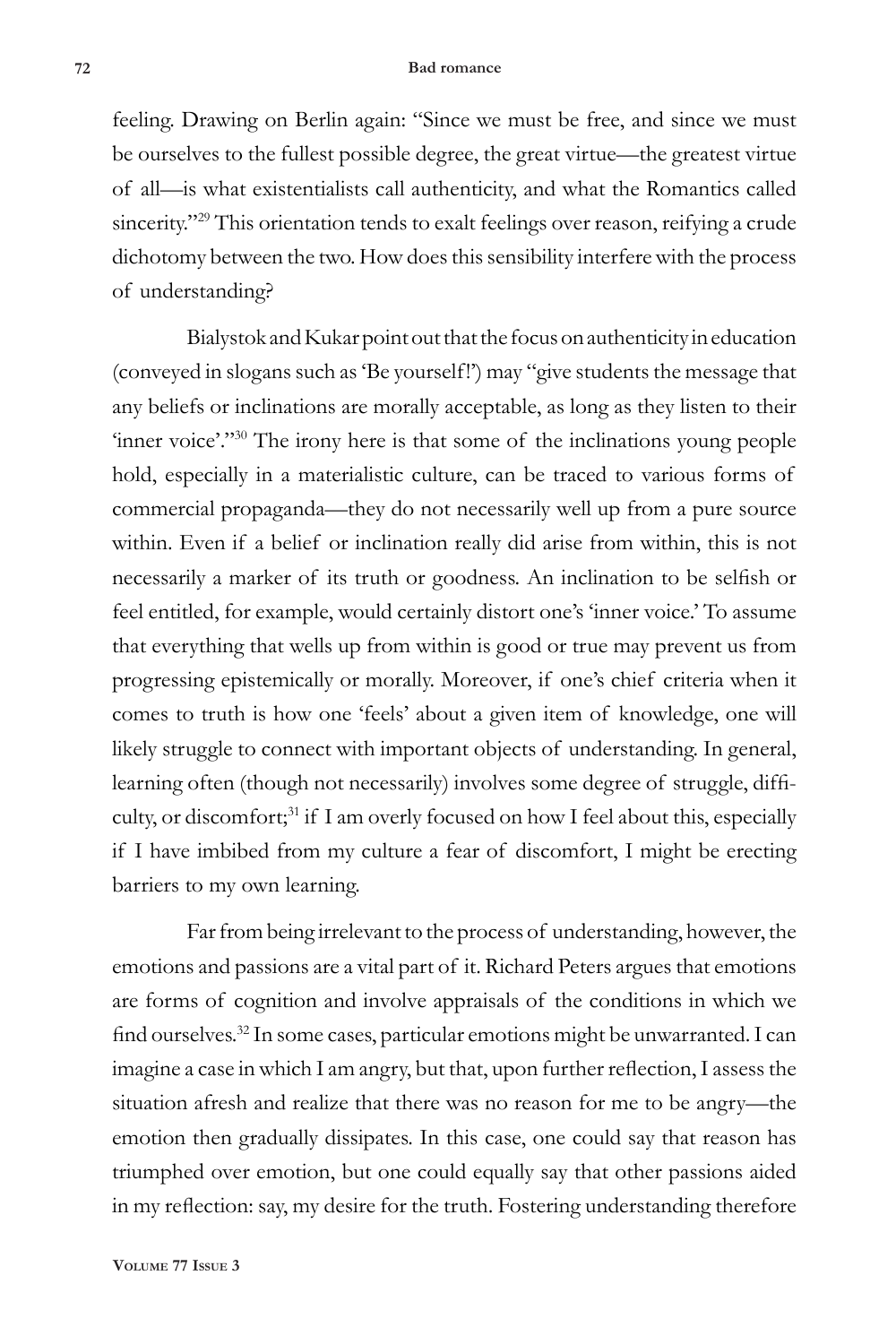feeling. Drawing on Berlin again: "Since we must be free, and since we must be ourselves to the fullest possible degree, the great virtue—the greatest virtue of all—is what existentialists call authenticity, and what the Romantics called sincerity."[29] This orientation tends to exalt feelings over reason, reifying a crude dichotomy between the two. How does this sensibility interfere with the process of understanding?

Bialystok and Kukar point out that the focus on authenticity in education (conveyed in slogans such as 'Be yourself!') may "give students the message that any beliefs or inclinations are morally acceptable, as long as they listen to their 'inner voice'."[30] The irony here is that some of the inclinations young people hold, especially in a materialistic culture, can be traced to various forms of commercial propaganda—they do not necessarily well up from a pure source within. Even if a belief or inclination really did arise from within, this is not necessarily a marker of its truth or goodness. An inclination to be selfish or feel entitled, for example, would certainly distort one's 'inner voice.' To assume that everything that wells up from within is good or true may prevent us from progressing epistemically or morally. Moreover, if one's chief criteria when it comes to truth is how one 'feels' about a given item of knowledge, one will likely struggle to connect with important objects of understanding. In general, learning often (though not necessarily) involves some degree of struggle, difficulty, or discomfort;[31] if I am overly focused on how I feel about this, especially if I have imbibed from my culture a fear of discomfort, I might be erecting barriers to my own learning.

Far from being irrelevant to the process of understanding, however, the emotions and passions are a vital part of it. Richard Peters argues that emotions are forms of cognition and involve appraisals of the conditions in which we find ourselves.[32] In some cases, particular emotions might be unwarranted. I can imagine a case in which I am angry, but that, upon further reflection, I assess the situation afresh and realize that there was no reason for me to be angry—the emotion then gradually dissipates. In this case, one could say that reason has triumphed over emotion, but one could equally say that other passions aided in my reflection: say, my desire for the truth. Fostering understanding therefore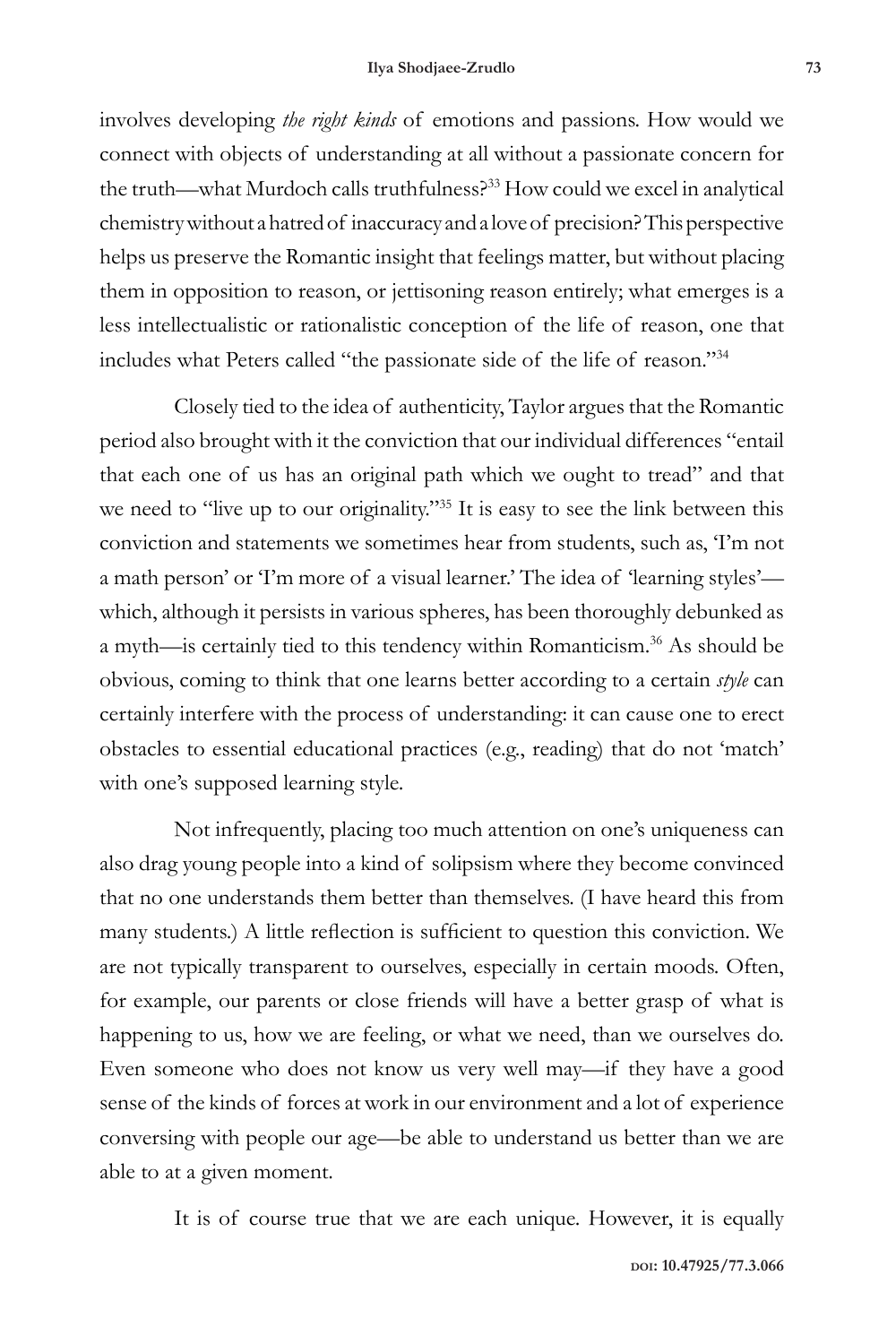involves developing *the right kinds* of emotions and passions. How would we connect with objects of understanding at all without a passionate concern for the truth—what Murdoch calls truthfulness?[33] How could we excel in analytical chemistry without a hatred of inaccuracy and a love of precision? This perspective helps us preserve the Romantic insight that feelings matter, but without placing them in opposition to reason, or jettisoning reason entirely; what emerges is a less intellectualistic or rationalistic conception of the life of reason, one that includes what Peters called "the passionate side of the life of reason."[34]

Closely tied to the idea of authenticity, Taylor argues that the Romantic period also brought with it the conviction that our individual differences "entail that each one of us has an original path which we ought to tread" and that we need to "live up to our originality."[35] It is easy to see the link between this conviction and statements we sometimes hear from students, such as, 'I'm not a math person' or 'I'm more of a visual learner.' The idea of 'learning styles'—which, although it persists in various spheres, has been thoroughly debunked as a myth—is certainly tied to this tendency within Romanticism.[36] As should be obvious, coming to think that one learns better according to a certain *style* can certainly interfere with the process of understanding: it can cause one to erect obstacles to essential educational practices (e.g., reading) that do not 'match' with one's supposed learning style.

Not infrequently, placing too much attention on one's uniqueness can also drag young people into a kind of solipsism where they become convinced that no one understands them better than themselves. (I have heard this from many students.) A little reflection is sufficient to question this conviction. We are not typically transparent to ourselves, especially in certain moods. Often, for example, our parents or close friends will have a better grasp of what is happening to us, how we are feeling, or what we need, than we ourselves do. Even someone who does not know us very well may—if they have a good sense of the kinds of forces at work in our environment and a lot of experience conversing with people our age—be able to understand us better than we are able to at a given moment.

It is of course true that we are each unique. However, it is equally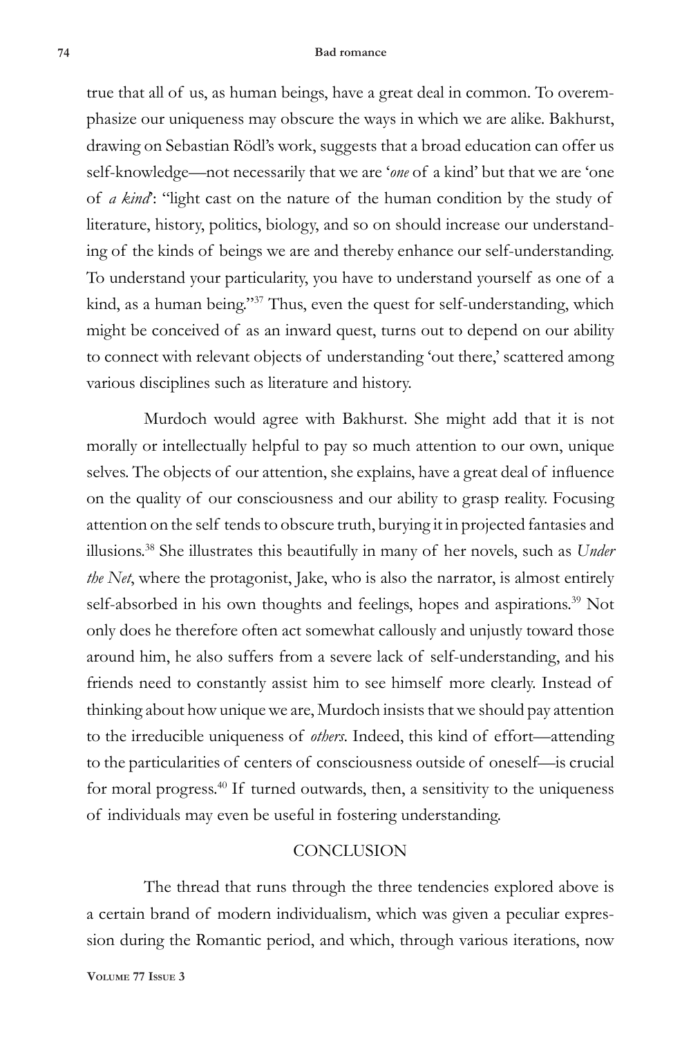true that all of us, as human beings, have a great deal in common. To overemphasize our uniqueness may obscure the ways in which we are alike. Bakhurst, drawing on Sebastian Rödl's work, suggests that a broad education can offer us self-knowledge—not necessarily that we are '*one* of a kind' but that we are 'one of *a kind*': "light cast on the nature of the human condition by the study of literature, history, politics, biology, and so on should increase our understanding of the kinds of beings we are and thereby enhance our self-understanding. To understand your particularity, you have to understand yourself as one of a kind, as a human being."[37] Thus, even the quest for self-understanding, which might be conceived of as an inward quest, turns out to depend on our ability to connect with relevant objects of understanding 'out there,' scattered among various disciplines such as literature and history.

Murdoch would agree with Bakhurst. She might add that it is not morally or intellectually helpful to pay so much attention to our own, unique selves. The objects of our attention, she explains, have a great deal of influence on the quality of our consciousness and our ability to grasp reality. Focusing attention on the self tends to obscure truth, burying it in projected fantasies and illusions.[38] She illustrates this beautifully in many of her novels, such as *Under the Net*, where the protagonist, Jake, who is also the narrator, is almost entirely self-absorbed in his own thoughts and feelings, hopes and aspirations.[39] Not only does he therefore often act somewhat callously and unjustly toward those around him, he also suffers from a severe lack of self-understanding, and his friends need to constantly assist him to see himself more clearly. Instead of thinking about how unique we are, Murdoch insists that we should pay attention to the irreducible uniqueness of *others*. Indeed, this kind of effort—attending to the particularities of centers of consciousness outside of oneself—is crucial for moral progress.[40] If turned outwards, then, a sensitivity to the uniqueness of individuals may even be useful in fostering understanding.

## CONCLUSION

The thread that runs through the three tendencies explored above is a certain brand of modern individualism, which was given a peculiar expression during the Romantic period, and which, through various iterations, now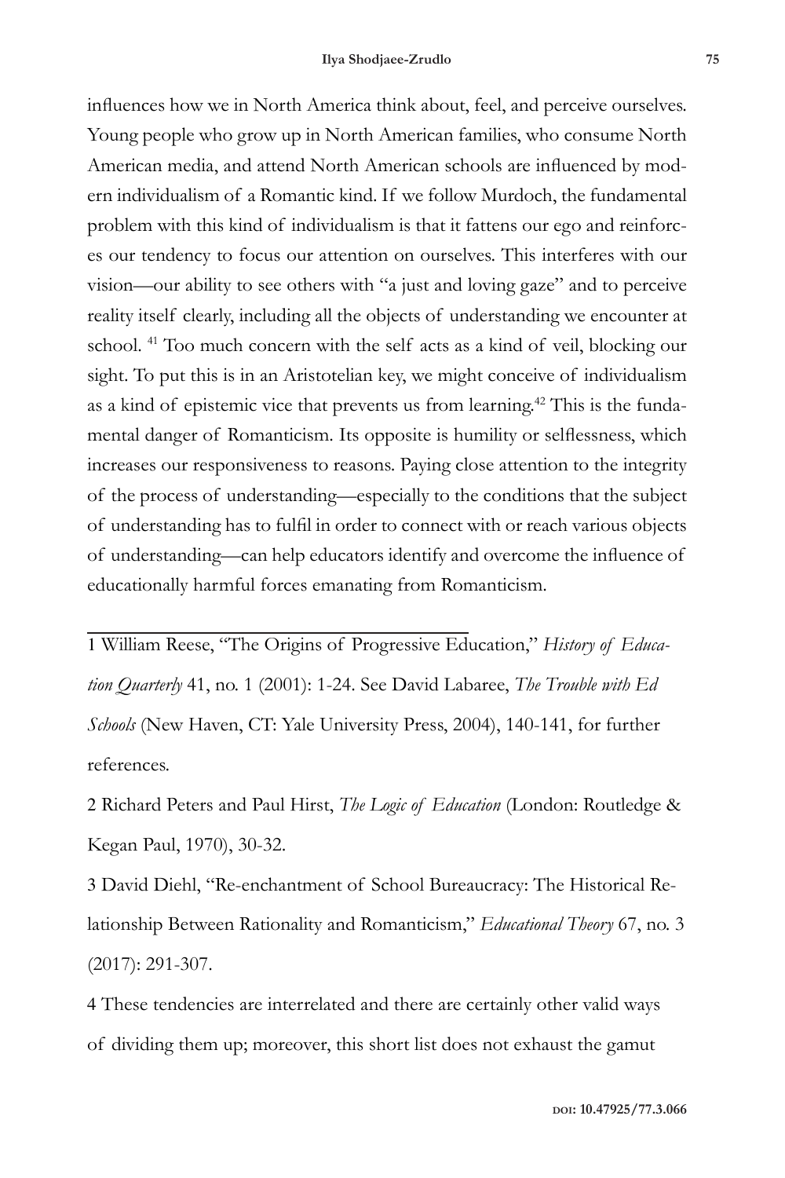influences how we in North America think about, feel, and perceive ourselves. Young people who grow up in North American families, who consume North American media, and attend North American schools are influenced by modern individualism of a Romantic kind. If we follow Murdoch, the fundamental problem with this kind of individualism is that it fattens our ego and reinforces our tendency to focus our attention on ourselves. This interferes with our vision—our ability to see others with "a just and loving gaze" and to perceive reality itself clearly, including all the objects of understanding we encounter at school. [41] Too much concern with the self acts as a kind of veil, blocking our sight. To put this is in an Aristotelian key, we might conceive of individualism as a kind of epistemic vice that prevents us from learning.[42] This is the fundamental danger of Romanticism. Its opposite is humility or selflessness, which increases our responsiveness to reasons. Paying close attention to the integrity of the process of understanding—especially to the conditions that the subject of understanding has to fulfil in order to connect with or reach various objects of understanding—can help educators identify and overcome the influence of educationally harmful forces emanating from Romanticism.

---

1 William Reese, "The Origins of Progressive Education," *History of Education Quarterly* 41, no. 1 (2001): 1-24. See David Labaree, *The Trouble with Ed Schools* (New Haven, CT: Yale University Press, 2004), 140-141, for further references.

2 Richard Peters and Paul Hirst, *The Logic of Education* (London: Routledge & Kegan Paul, 1970), 30-32.

3 David Diehl, "Re-enchantment of School Bureaucracy: The Historical Relationship Between Rationality and Romanticism," *Educational Theory* 67, no. 3 (2017): 291-307.

4 These tendencies are interrelated and there are certainly other valid ways of dividing them up; moreover, this short list does not exhaust the gamut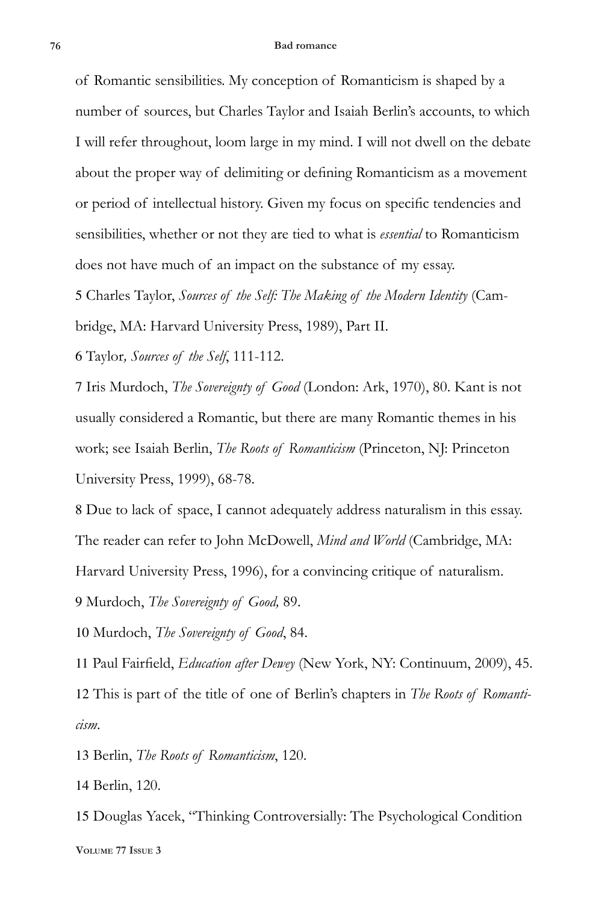of Romantic sensibilities. My conception of Romanticism is shaped by a number of sources, but Charles Taylor and Isaiah Berlin's accounts, to which I will refer throughout, loom large in my mind. I will not dwell on the debate about the proper way of delimiting or defining Romanticism as a movement or period of intellectual history. Given my focus on specific tendencies and sensibilities, whether or not they are tied to what is *essential* to Romanticism does not have much of an impact on the substance of my essay.

5 Charles Taylor, *Sources of the Self: The Making of the Modern Identity* (Cambridge, MA: Harvard University Press, 1989), Part II.

6 Taylor*, Sources of the Self*, 111-112.

7 Iris Murdoch, *The Sovereignty of Good* (London: Ark, 1970), 80. Kant is not usually considered a Romantic, but there are many Romantic themes in his work; see Isaiah Berlin, *The Roots of Romanticism* (Princeton, NJ: Princeton University Press, 1999), 68-78.

8 Due to lack of space, I cannot adequately address naturalism in this essay. The reader can refer to John McDowell, *Mind and World* (Cambridge, MA: Harvard University Press, 1996), for a convincing critique of naturalism.

9 Murdoch, *The Sovereignty of Good,* 89.

10 Murdoch, *The Sovereignty of Good*, 84.

11 Paul Fairfield, *Education after Dewey* (New York, NY: Continuum, 2009), 45.

12 This is part of the title of one of Berlin's chapters in *The Roots of Romanticism*.

13 Berlin, *The Roots of Romanticism*, 120.

14 Berlin, 120.

15 Douglas Yacek, "Thinking Controversially: The Psychological Condition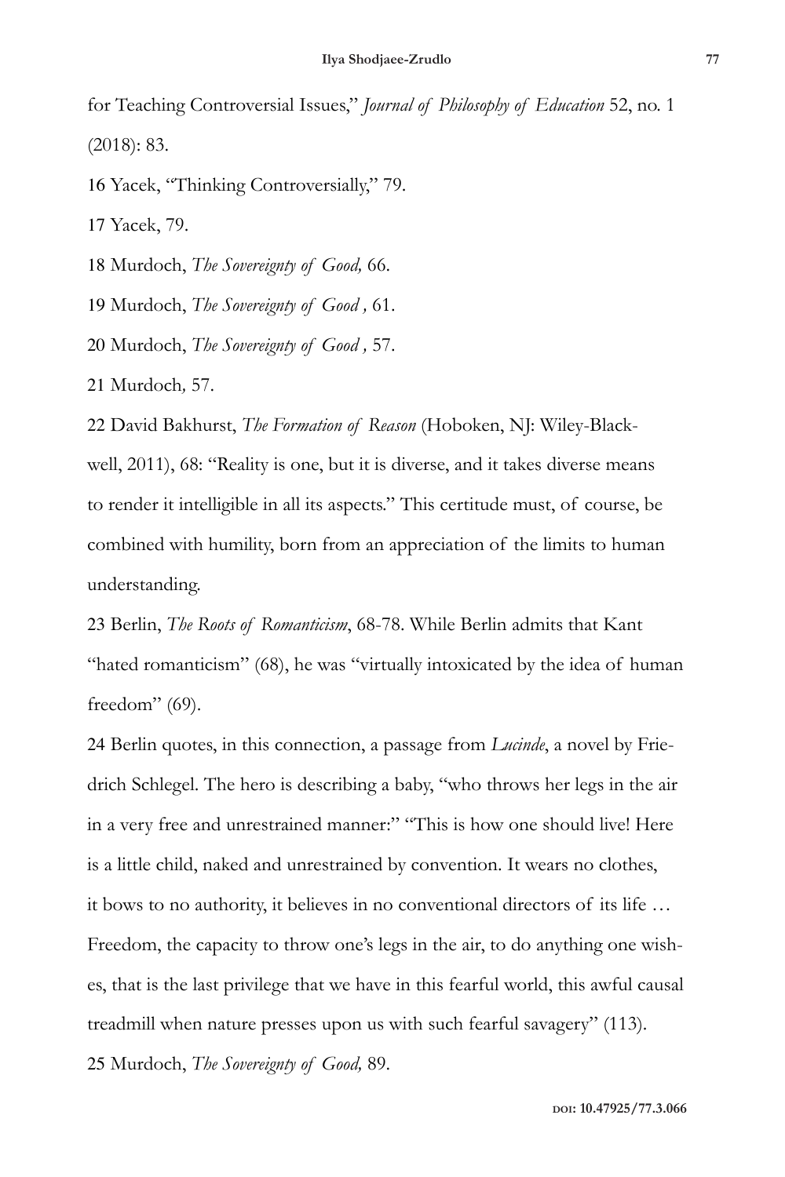for Teaching Controversial Issues," *Journal of Philosophy of Education* 52, no. 1 (2018): 83.

16 Yacek, "Thinking Controversially," 79.

17 Yacek, 79.

18 Murdoch, *The Sovereignty of Good,* 66.

19 Murdoch, *The Sovereignty of Good ,* 61.

20 Murdoch, *The Sovereignty of Good ,* 57.

21 Murdoch*,* 57.

22 David Bakhurst, *The Formation of Reason* (Hoboken, NJ: Wiley-Blackwell, 2011), 68: "Reality is one, but it is diverse, and it takes diverse means to render it intelligible in all its aspects." This certitude must, of course, be combined with humility, born from an appreciation of the limits to human understanding.

23 Berlin, *The Roots of Romanticism*, 68-78. While Berlin admits that Kant "hated romanticism" (68), he was "virtually intoxicated by the idea of human freedom" (69).

24 Berlin quotes, in this connection, a passage from *Lucinde*, a novel by Friedrich Schlegel. The hero is describing a baby, "who throws her legs in the air in a very free and unrestrained manner:" "This is how one should live! Here is a little child, naked and unrestrained by convention. It wears no clothes, it bows to no authority, it believes in no conventional directors of its life … Freedom, the capacity to throw one's legs in the air, to do anything one wishes, that is the last privilege that we have in this fearful world, this awful causal treadmill when nature presses upon us with such fearful savagery" (113).

25 Murdoch, *The Sovereignty of Good,* 89.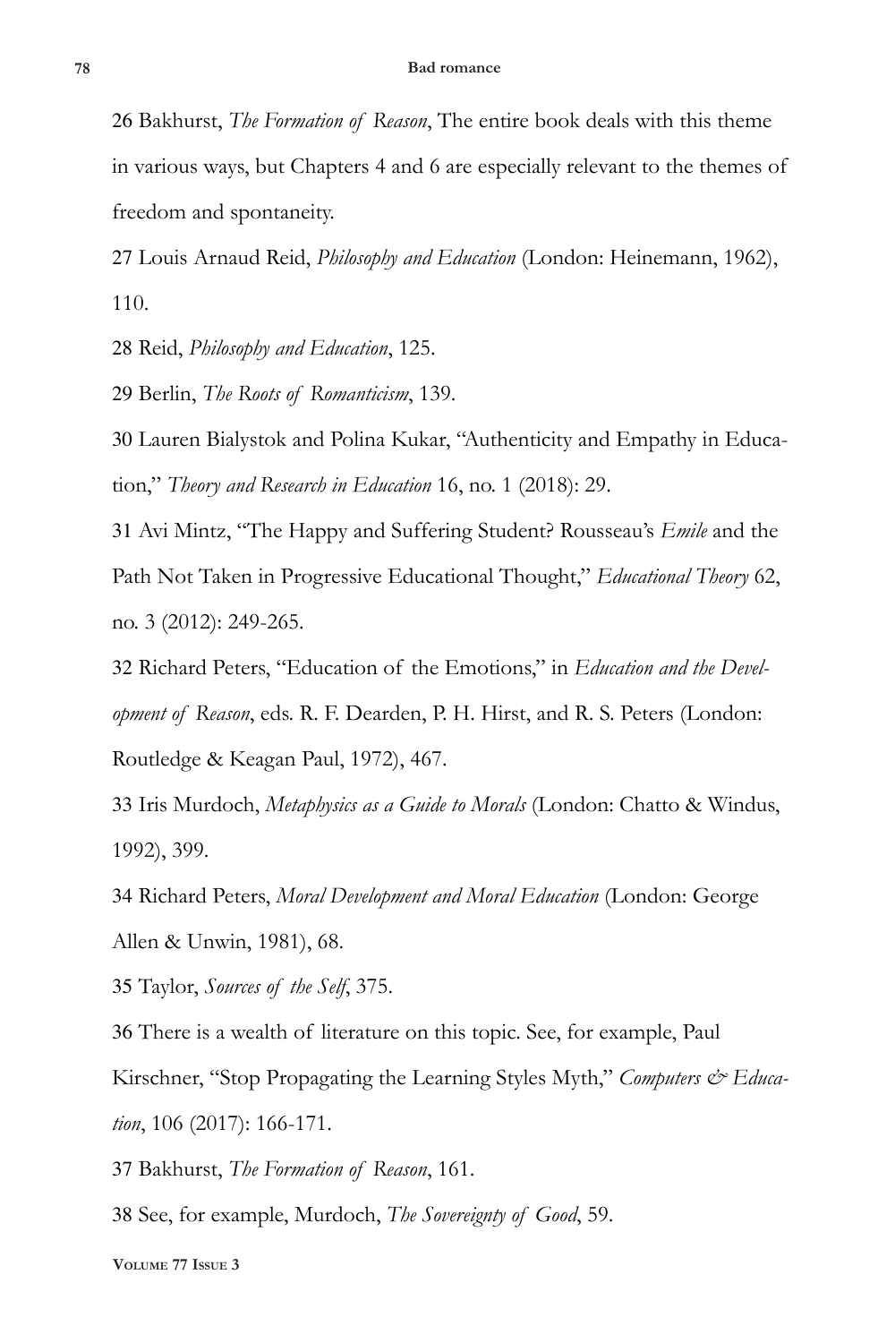26 Bakhurst, *The Formation of Reason*, The entire book deals with this theme in various ways, but Chapters 4 and 6 are especially relevant to the themes of freedom and spontaneity.

27 Louis Arnaud Reid, *Philosophy and Education* (London: Heinemann, 1962), 110.

28 Reid, *Philosophy and Education*, 125.

29 Berlin, *The Roots of Romanticism*, 139.

30 Lauren Bialystok and Polina Kukar, "Authenticity and Empathy in Education," *Theory and Research in Education* 16, no. 1 (2018): 29.

31 Avi Mintz, "The Happy and Suffering Student? Rousseau's *Emile* and the Path Not Taken in Progressive Educational Thought," *Educational Theory* 62, no. 3 (2012): 249-265.

32 Richard Peters, "Education of the Emotions," in *Education and the Development of Reason*, eds. R. F. Dearden, P. H. Hirst, and R. S. Peters (London: Routledge & Keagan Paul, 1972), 467.

33 Iris Murdoch, *Metaphysics as a Guide to Morals* (London: Chatto & Windus, 1992), 399.

34 Richard Peters, *Moral Development and Moral Education* (London: George Allen & Unwin, 1981), 68.

35 Taylor, *Sources of the Self*, 375.

36 There is a wealth of literature on this topic. See, for example, Paul Kirschner, "Stop Propagating the Learning Styles Myth," *Computers & Education*, 106 (2017): 166-171.

37 Bakhurst, *The Formation of Reason*, 161.

38 See, for example, Murdoch, *The Sovereignty of Good*, 59.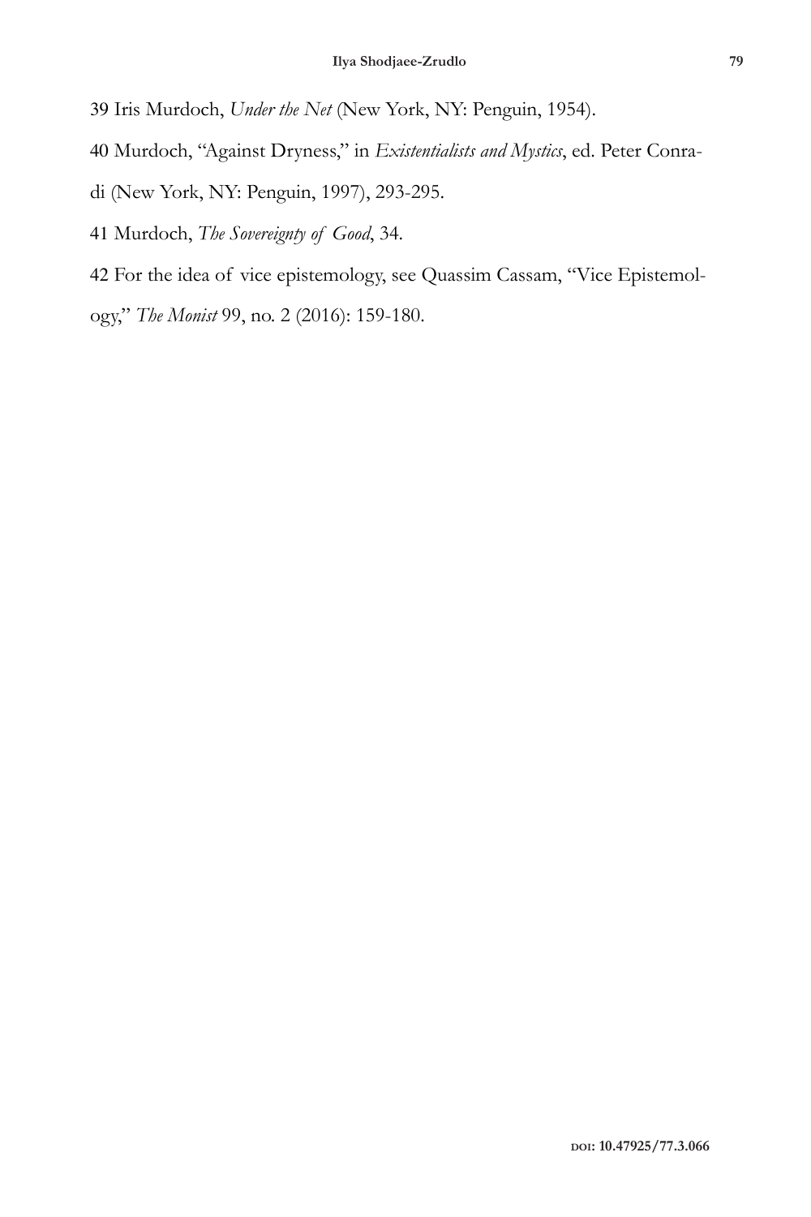39 Iris Murdoch, *Under the Net* (New York, NY: Penguin, 1954).

40 Murdoch, "Against Dryness," in *Existentialists and Mystics*, ed. Peter Conradi (New York, NY: Penguin, 1997), 293-295.

41 Murdoch, *The Sovereignty of Good*, 34.

42 For the idea of vice epistemology, see Quassim Cassam, "Vice Epistemology," *The Monist* 99, no. 2 (2016): 159-180.